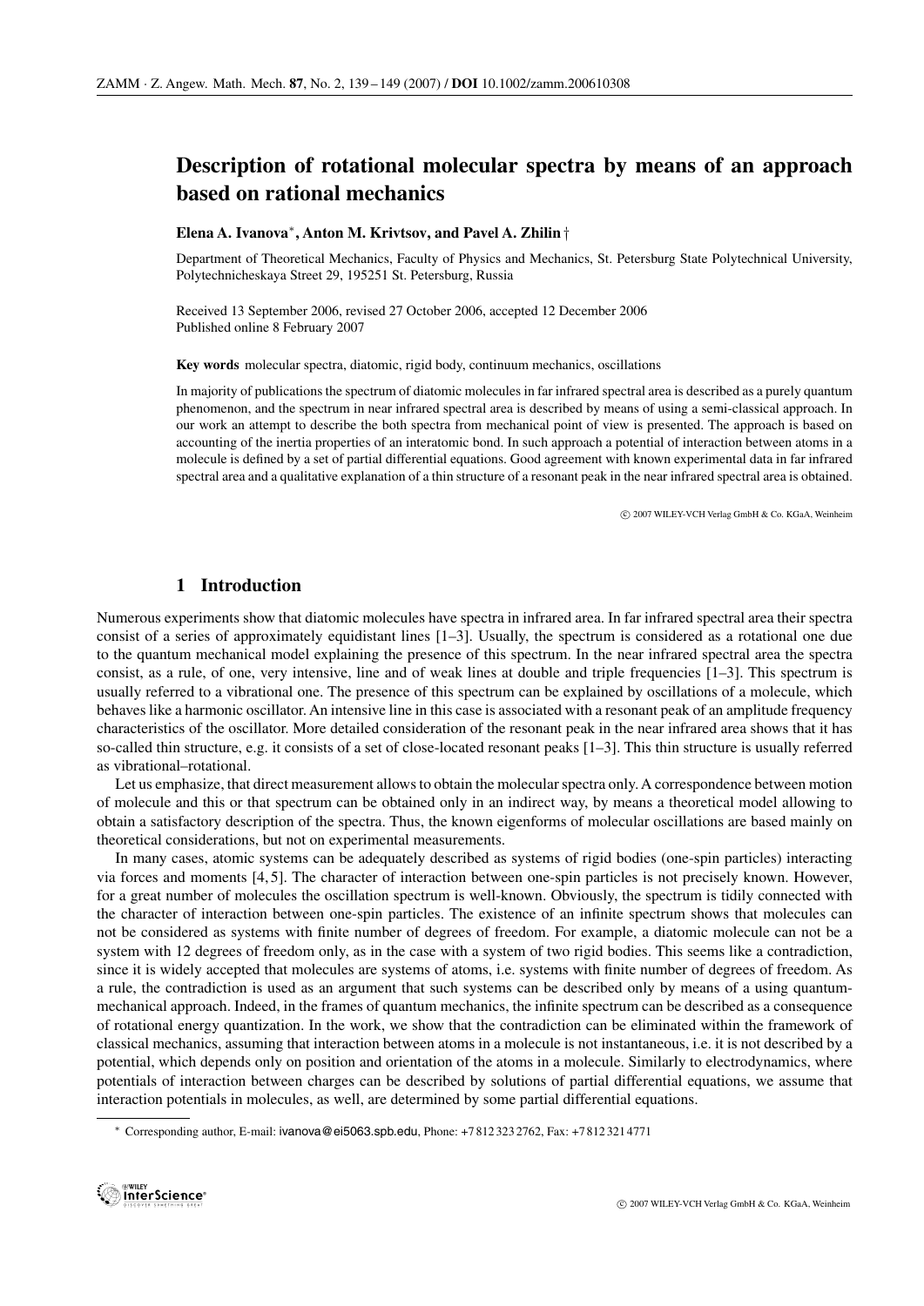# Description of rotational molecular spectra by means of an approach based on rational mechanics

**Elena A. Ivanova*, Anton M. Krivtsov, and Pavel A. Zhilin †**

Department of Theoretical Mechanics, Faculty of Physics and Mechanics, St. Petersburg State Polytechnical University, Polytechnicheskaya Street 29, 195251 St. Petersburg, Russia

Received 13 September 2006, revised 27 October 2006, accepted 12 December 2006
Published online 8 February 2007

**Key words** molecular spectra, diatomic, rigid body, continuum mechanics, oscillations

In majority of publications the spectrum of diatomic molecules in far infrared spectral area is described as a purely quantum phenomenon, and the spectrum in near infrared spectral area is described by means of using a semi-classical approach. In our work an attempt to describe the both spectra from mechanical point of view is presented. The approach is based on accounting of the inertia properties of an interatomic bond. In such approach a potential of interaction between atoms in a molecule is defined by a set of partial differential equations. Good agreement with known experimental data in far infrared spectral area and a qualitative explanation of a thin structure of a resonant peak in the near infrared spectral area is obtained.

© 2007 WILEY-VCH Verlag GmbH & Co. KGaA, Weinheim

## 1 Introduction

Numerous experiments show that diatomic molecules have spectra in infrared area. In far infrared spectral area their spectra consist of a series of approximately equidistant lines [1–3]. Usually, the spectrum is considered as a rotational one due to the quantum mechanical model explaining the presence of this spectrum. In the near infrared spectral area the spectra consist, as a rule, of one, very intensive, line and of weak lines at double and triple frequencies [1–3]. This spectrum is usually referred to a vibrational one. The presence of this spectrum can be explained by oscillations of a molecule, which behaves like a harmonic oscillator. An intensive line in this case is associated with a resonant peak of an amplitude frequency characteristics of the oscillator. More detailed consideration of the resonant peak in the near infrared area shows that it has so-called thin structure, e.g. it consists of a set of close-located resonant peaks [1–3]. This thin structure is usually referred as vibrational–rotational.

Let us emphasize, that direct measurement allows to obtain the molecular spectra only. A correspondence between motion of molecule and this or that spectrum can be obtained only in an indirect way, by means a theoretical model allowing to obtain a satisfactory description of the spectra. Thus, the known eigenforms of molecular oscillations are based mainly on theoretical considerations, but not on experimental measurements.

In many cases, atomic systems can be adequately described as systems of rigid bodies (one-spin particles) interacting via forces and moments [4, 5]. The character of interaction between one-spin particles is not precisely known. However, for a great number of molecules the oscillation spectrum is well-known. Obviously, the spectrum is tidily connected with the character of interaction between one-spin particles. The existence of an infinite spectrum shows that molecules can not be considered as systems with finite number of degrees of freedom. For example, a diatomic molecule can not be a system with 12 degrees of freedom only, as in the case with a system of two rigid bodies. This seems like a contradiction, since it is widely accepted that molecules are systems of atoms, i.e. systems with finite number of degrees of freedom. As a rule, the contradiction is used as an argument that such systems can be described only by means of a using quantum-mechanical approach. Indeed, in the frames of quantum mechanics, the infinite spectrum can be described as a consequence of rotational energy quantization. In the work, we show that the contradiction can be eliminated within the framework of classical mechanics, assuming that interaction between atoms in a molecule is not instantaneous, i.e. it is not described by a potential, which depends only on position and orientation of the atoms in a molecule. Similarly to electrodynamics, where potentials of interaction between charges can be described by solutions of partial differential equations, we assume that interaction potentials in molecules, as well, are determined by some partial differential equations.

\* Corresponding author, E-mail: ivanova@ei5063.spb.edu, Phone: +7 812 323 2762, Fax: +7 812 321 4771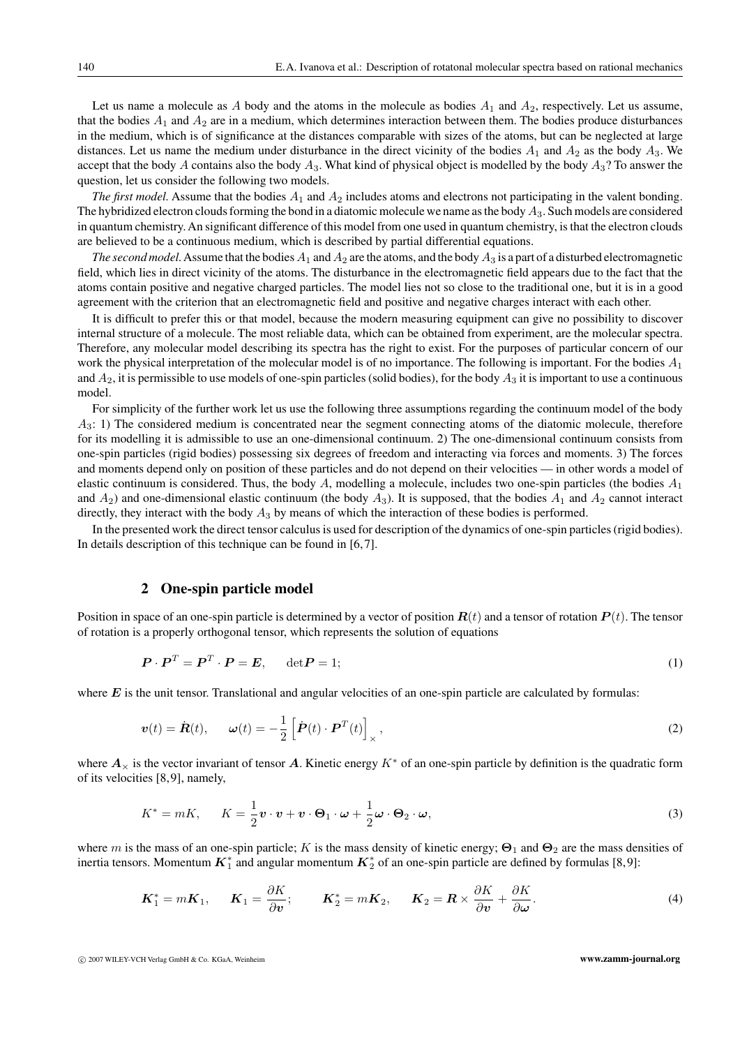Let us name a molecule as $A$ body and the atoms in the molecule as bodies $A_1$ and $A_2$, respectively. Let us assume, that the bodies $A_1$ and $A_2$ are in a medium, which determines interaction between them. The bodies produce disturbances in the medium, which is of significance at the distances comparable with sizes of the atoms, but can be neglected at large distances. Let us name the medium under disturbance in the direct vicinity of the bodies $A_1$ and $A_2$ as the body $A_3$. We accept that the body $A$ contains also the body $A_3$. What kind of physical object is modelled by the body $A_3$? To answer the question, let us consider the following two models.

*The first model.* Assume that the bodies $A_1$ and $A_2$ includes atoms and electrons not participating in the valent bonding. The hybridized electron clouds forming the bond in a diatomic molecule we name as the body $A_3$. Such models are considered in quantum chemistry. An significant difference of this model from one used in quantum chemistry, is that the electron clouds are believed to be a continuous medium, which is described by partial differential equations.

*The second model.* Assume that the bodies $A_1$ and $A_2$ are the atoms, and the body $A_3$ is a part of a disturbed electromagnetic field, which lies in direct vicinity of the atoms. The disturbance in the electromagnetic field appears due to the fact that the atoms contain positive and negative charged particles. The model lies not so close to the traditional one, but it is in a good agreement with the criterion that an electromagnetic field and positive and negative charges interact with each other.

It is difficult to prefer this or that model, because the modern measuring equipment can give no possibility to discover internal structure of a molecule. The most reliable data, which can be obtained from experiment, are the molecular spectra. Therefore, any molecular model describing its spectra has the right to exist. For the purposes of particular concern of our work the physical interpretation of the molecular model is of no importance. The following is important. For the bodies $A_1$ and $A_2$, it is permissible to use models of one-spin particles (solid bodies), for the body $A_3$ it is important to use a continuous model.

For simplicity of the further work let us use the following three assumptions regarding the continuum model of the body $A_3$: 1) The considered medium is concentrated near the segment connecting atoms of the diatomic molecule, therefore for its modelling it is admissible to use an one-dimensional continuum. 2) The one-dimensional continuum consists from one-spin particles (rigid bodies) possessing six degrees of freedom and interacting via forces and moments. 3) The forces and moments depend only on position of these particles and do not depend on their velocities — in other words a model of elastic continuum is considered. Thus, the body $A$, modelling a molecule, includes two one-spin particles (the bodies $A_1$ and $A_2$) and one-dimensional elastic continuum (the body $A_3$). It is supposed, that the bodies $A_1$ and $A_2$ cannot interact directly, they interact with the body $A_3$ by means of which the interaction of these bodies is performed.

In the presented work the direct tensor calculus is used for description of the dynamics of one-spin particles (rigid bodies). In details description of this technique can be found in [6, 7].

## 2 One-spin particle model

Position in space of an one-spin particle is determined by a vector of position $\boldsymbol{R}(t)$ and a tensor of rotation $\boldsymbol{P}(t)$. The tensor of rotation is a properly orthogonal tensor, which represents the solution of equations

$$\boldsymbol{P} \cdot \boldsymbol{P}^T = \boldsymbol{P}^T \cdot \boldsymbol{P} = \boldsymbol{E}, \qquad \det \boldsymbol{P} = 1; \tag{1}$$

where $\boldsymbol{E}$ is the unit tensor. Translational and angular velocities of an one-spin particle are calculated by formulas:

$$\boldsymbol{v}(t) = \dot{\boldsymbol{R}}(t), \qquad \boldsymbol{\omega}(t) = -\frac{1}{2}\left[\dot{\boldsymbol{P}}(t) \cdot \boldsymbol{P}^T(t)\right]_\times, \tag{2}$$

where $\boldsymbol{A}_\times$ is the vector invariant of tensor $\boldsymbol{A}$. Kinetic energy $K^*$ of an one-spin particle by definition is the quadratic form of its velocities [8, 9], namely,

$$K^* = mK, \qquad K = \frac{1}{2}\boldsymbol{v} \cdot \boldsymbol{v} + \boldsymbol{v} \cdot \boldsymbol{\Theta}_1 \cdot \boldsymbol{\omega} + \frac{1}{2}\boldsymbol{\omega} \cdot \boldsymbol{\Theta}_2 \cdot \boldsymbol{\omega}, \tag{3}$$

where $m$ is the mass of an one-spin particle; $K$ is the mass density of kinetic energy; $\boldsymbol{\Theta}_1$ and $\boldsymbol{\Theta}_2$ are the mass densities of inertia tensors. Momentum $\boldsymbol{K}_1^*$ and angular momentum $\boldsymbol{K}_2^*$ of an one-spin particle are defined by formulas [8, 9]:

$$\boldsymbol{K}_1^* = m\boldsymbol{K}_1, \qquad \boldsymbol{K}_1 = \frac{\partial K}{\partial \boldsymbol{v}}; \qquad \boldsymbol{K}_2^* = m\boldsymbol{K}_2, \qquad \boldsymbol{K}_2 = \boldsymbol{R} \times \frac{\partial K}{\partial \boldsymbol{v}} + \frac{\partial K}{\partial \boldsymbol{\omega}}. \tag{4}$$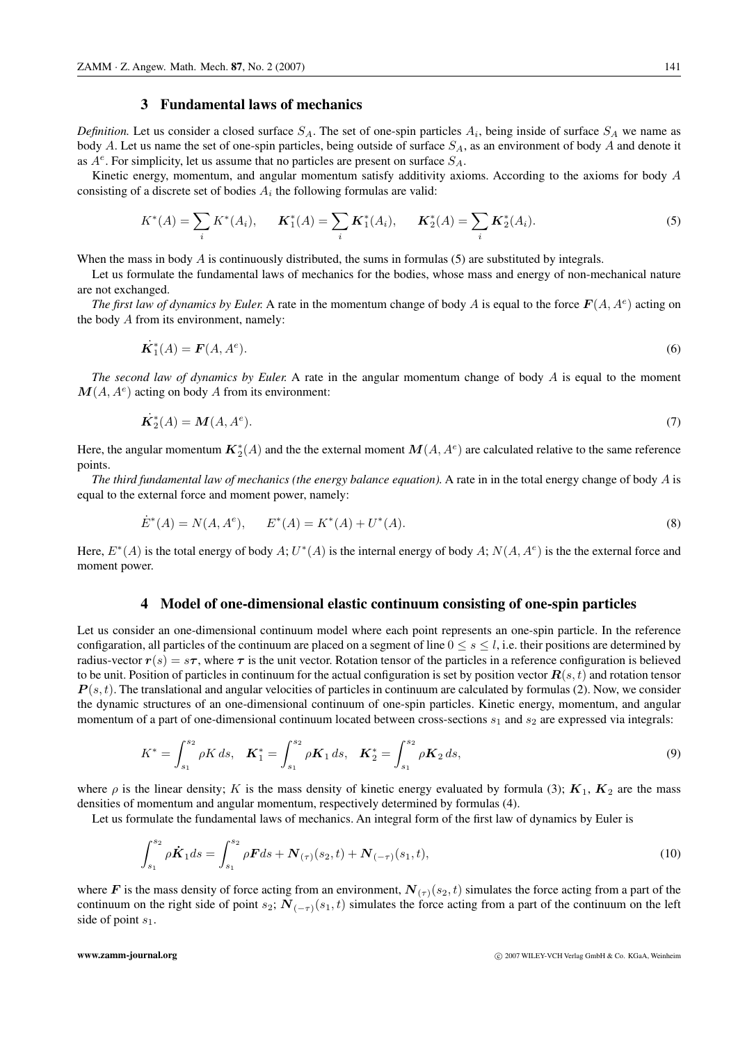## 3 Fundamental laws of mechanics

*Definition.* Let us consider a closed surface $S_A$. The set of one-spin particles $A_i$, being inside of surface $S_A$ we name as body $A$. Let us name the set of one-spin particles, being outside of surface $S_A$, as an environment of body $A$ and denote it as $A^e$. For simplicity, let us assume that no particles are present on surface $S_A$.

Kinetic energy, momentum, and angular momentum satisfy additivity axioms. According to the axioms for body $A$ consisting of a discrete set of bodies $A_i$ the following formulas are valid:

$$K^*(A) = \sum_i K^*(A_i), \qquad \boldsymbol{K}_1^*(A) = \sum_i \boldsymbol{K}_1^*(A_i), \qquad \boldsymbol{K}_2^*(A) = \sum_i \boldsymbol{K}_2^*(A_i). \tag{5}$$

When the mass in body $A$ is continuously distributed, the sums in formulas (5) are substituted by integrals.

Let us formulate the fundamental laws of mechanics for the bodies, whose mass and energy of non-mechanical nature are not exchanged.

*The first law of dynamics by Euler.* A rate in the momentum change of body $A$ is equal to the force $\boldsymbol{F}(A, A^e)$ acting on the body $A$ from its environment, namely:

$$\dot{\boldsymbol{K}}_1^*(A) = \boldsymbol{F}(A, A^e). \tag{6}$$

*The second law of dynamics by Euler.* A rate in the angular momentum change of body $A$ is equal to the moment $\boldsymbol{M}(A, A^e)$ acting on body $A$ from its environment:

$$\dot{\boldsymbol{K}}_2^*(A) = \boldsymbol{M}(A, A^e). \tag{7}$$

Here, the angular momentum $\boldsymbol{K}_2^*(A)$ and the the external moment $\boldsymbol{M}(A, A^e)$ are calculated relative to the same reference points.

*The third fundamental law of mechanics (the energy balance equation).* A rate in in the total energy change of body $A$ is equal to the external force and moment power, namely:

$$\dot{E}^*(A) = N(A, A^e), \qquad E^*(A) = K^*(A) + U^*(A). \tag{8}$$

Here, $E^*(A)$ is the total energy of body $A$; $U^*(A)$ is the internal energy of body $A$; $N(A, A^e)$ is the the external force and moment power.

## 4 Model of one-dimensional elastic continuum consisting of one-spin particles

Let us consider an one-dimensional continuum model where each point represents an one-spin particle. In the reference configaration, all particles of the continuum are placed on a segment of line $0 \le s \le l$, i.e. their positions are determined by radius-vector $\boldsymbol{r}(s) = s\boldsymbol{\tau}$, where $\boldsymbol{\tau}$ is the unit vector. Rotation tensor of the particles in a reference configuration is believed to be unit. Position of particles in continuum for the actual configuration is set by position vector $\boldsymbol{R}(s, t)$ and rotation tensor $\boldsymbol{P}(s, t)$. The translational and angular velocities of particles in continuum are calculated by formulas (2). Now, we consider the dynamic structures of an one-dimensional continuum of one-spin particles. Kinetic energy, momentum, and angular momentum of a part of one-dimensional continuum located between cross-sections $s_1$ and $s_2$ are expressed via integrals:

$$K^* = \int_{s_1}^{s_2} \rho K \, ds, \quad \boldsymbol{K}_1^* = \int_{s_1}^{s_2} \rho \boldsymbol{K}_1 \, ds, \quad \boldsymbol{K}_2^* = \int_{s_1}^{s_2} \rho \boldsymbol{K}_2 \, ds, \tag{9}$$

where $\rho$ is the linear density; $K$ is the mass density of kinetic energy evaluated by formula (3); $\boldsymbol{K}_1$, $\boldsymbol{K}_2$ are the mass densities of momentum and angular momentum, respectively determined by formulas (4).

Let us formulate the fundamental laws of mechanics. An integral form of the first law of dynamics by Euler is

$$\int_{s_1}^{s_2} \rho \dot{\boldsymbol{K}}_1 ds = \int_{s_1}^{s_2} \rho \boldsymbol{F} ds + \boldsymbol{N}_{(\tau)}(s_2, t) + \boldsymbol{N}_{(-\tau)}(s_1, t), \tag{10}$$

where $\boldsymbol{F}$ is the mass density of force acting from an environment, $\boldsymbol{N}_{(\tau)}(s_2, t)$ simulates the force acting from a part of the continuum on the right side of point $s_2$; $\boldsymbol{N}_{(-\tau)}(s_1, t)$ simulates the force acting from a part of the continuum on the left side of point $s_1$.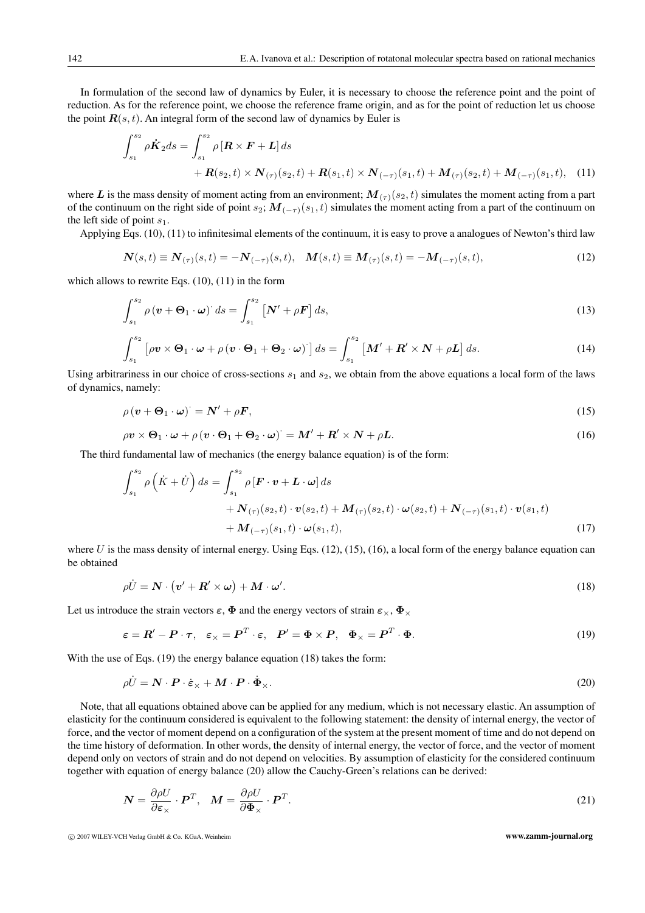In formulation of the second law of dynamics by Euler, it is necessary to choose the reference point and the point of reduction. As for the reference point, we choose the reference frame origin, and as for the point of reduction let us choose the point $\boldsymbol{R}(s,t)$. An integral form of the second law of dynamics by Euler is

$$\int_{s_1}^{s_2} \rho \dot{\boldsymbol{K}}_2 ds = \int_{s_1}^{s_2} \rho \left[\boldsymbol{R} \times \boldsymbol{F} + \boldsymbol{L}\right] ds + \boldsymbol{R}(s_2,t) \times \boldsymbol{N}_{(\tau)}(s_2,t) + \boldsymbol{R}(s_1,t) \times \boldsymbol{N}_{(-\tau)}(s_1,t) + \boldsymbol{M}_{(\tau)}(s_2,t) + \boldsymbol{M}_{(-\tau)}(s_1,t), \quad (11)$$

where $\boldsymbol{L}$ is the mass density of moment acting from an environment; $\boldsymbol{M}_{(\tau)}(s_2,t)$ simulates the moment acting from a part of the continuum on the right side of point $s_2$; $\boldsymbol{M}_{(-\tau)}(s_1,t)$ simulates the moment acting from a part of the continuum on the left side of point $s_1$.

Applying Eqs. (10), (11) to infinitesimal elements of the continuum, it is easy to prove a analogues of Newton's third law

$$\boldsymbol{N}(s,t) \equiv \boldsymbol{N}_{(\tau)}(s,t) = -\boldsymbol{N}_{(-\tau)}(s,t), \quad \boldsymbol{M}(s,t) \equiv \boldsymbol{M}_{(\tau)}(s,t) = -\boldsymbol{M}_{(-\tau)}(s,t), \quad (12)$$

which allows to rewrite Eqs. (10), (11) in the form

$$\int_{s_1}^{s_2} \rho \left(\boldsymbol{v} + \boldsymbol{\Theta}_1 \cdot \boldsymbol{\omega}\right)^{\cdot} ds = \int_{s_1}^{s_2} \left[\boldsymbol{N}' + \rho \boldsymbol{F}\right] ds, \quad (13)$$

$$\int_{s_1}^{s_2} \left[\rho \boldsymbol{v} \times \boldsymbol{\Theta}_1 \cdot \boldsymbol{\omega} + \rho \left(\boldsymbol{v} \cdot \boldsymbol{\Theta}_1 + \boldsymbol{\Theta}_2 \cdot \boldsymbol{\omega}\right)^{\cdot}\right] ds = \int_{s_1}^{s_2} \left[\boldsymbol{M}' + \boldsymbol{R}' \times \boldsymbol{N} + \rho \boldsymbol{L}\right] ds. \quad (14)$$

Using arbitrariness in our choice of cross-sections $s_1$ and $s_2$, we obtain from the above equations a local form of the laws of dynamics, namely:

$$\rho \left(\boldsymbol{v} + \boldsymbol{\Theta}_1 \cdot \boldsymbol{\omega}\right)^{\cdot} = \boldsymbol{N}' + \rho \boldsymbol{F}, \quad (15)$$

$$\rho \boldsymbol{v} \times \boldsymbol{\Theta}_1 \cdot \boldsymbol{\omega} + \rho \left(\boldsymbol{v} \cdot \boldsymbol{\Theta}_1 + \boldsymbol{\Theta}_2 \cdot \boldsymbol{\omega}\right)^{\cdot} = \boldsymbol{M}' + \boldsymbol{R}' \times \boldsymbol{N} + \rho \boldsymbol{L}. \quad (16)$$

The third fundamental law of mechanics (the energy balance equation) is of the form:

$$\int_{s_1}^{s_2} \rho \left(\dot{K} + \dot{U}\right) ds = \int_{s_1}^{s_2} \rho \left[\boldsymbol{F} \cdot \boldsymbol{v} + \boldsymbol{L} \cdot \boldsymbol{\omega}\right] ds + \boldsymbol{N}_{(\tau)}(s_2,t) \cdot \boldsymbol{v}(s_2,t) + \boldsymbol{M}_{(\tau)}(s_2,t) \cdot \boldsymbol{\omega}(s_2,t) + \boldsymbol{N}_{(-\tau)}(s_1,t) \cdot \boldsymbol{v}(s_1,t) + \boldsymbol{M}_{(-\tau)}(s_1,t) \cdot \boldsymbol{\omega}(s_1,t), \quad (17)$$

where $U$ is the mass density of internal energy. Using Eqs. (12), (15), (16), a local form of the energy balance equation can be obtained

$$\rho \dot{U} = \boldsymbol{N} \cdot \left(\boldsymbol{v}' + \boldsymbol{R}' \times \boldsymbol{\omega}\right) + \boldsymbol{M} \cdot \boldsymbol{\omega}'. \quad (18)$$

Let us introduce the strain vectors $\boldsymbol{\varepsilon}$, $\boldsymbol{\Phi}$ and the energy vectors of strain $\boldsymbol{\varepsilon}_\times$, $\boldsymbol{\Phi}_\times$

$$\boldsymbol{\varepsilon} = \boldsymbol{R}' - \boldsymbol{P} \cdot \boldsymbol{\tau}, \quad \boldsymbol{\varepsilon}_\times = \boldsymbol{P}^T \cdot \boldsymbol{\varepsilon}, \quad \boldsymbol{P}' = \boldsymbol{\Phi} \times \boldsymbol{P}, \quad \boldsymbol{\Phi}_\times = \boldsymbol{P}^T \cdot \boldsymbol{\Phi}. \quad (19)$$

With the use of Eqs. (19) the energy balance equation (18) takes the form:

$$\rho \dot{U} = \boldsymbol{N} \cdot \boldsymbol{P} \cdot \dot{\boldsymbol{\varepsilon}}_\times + \boldsymbol{M} \cdot \boldsymbol{P} \cdot \dot{\boldsymbol{\Phi}}_\times. \quad (20)$$

Note, that all equations obtained above can be applied for any medium, which is not necessary elastic. An assumption of elasticity for the continuum considered is equivalent to the following statement: the density of internal energy, the vector of force, and the vector of moment depend on a configuration of the system at the present moment of time and do not depend on the time history of deformation. In other words, the density of internal energy, the vector of force, and the vector of moment depend only on vectors of strain and do not depend on velocities. By assumption of elasticity for the considered continuum together with equation of energy balance (20) allow the Cauchy-Green's relations can be derived:

$$\boldsymbol{N} = \frac{\partial \rho U}{\partial \boldsymbol{\varepsilon}_\times} \cdot \boldsymbol{P}^T, \quad \boldsymbol{M} = \frac{\partial \rho U}{\partial \boldsymbol{\Phi}_\times} \cdot \boldsymbol{P}^T. \quad (21)$$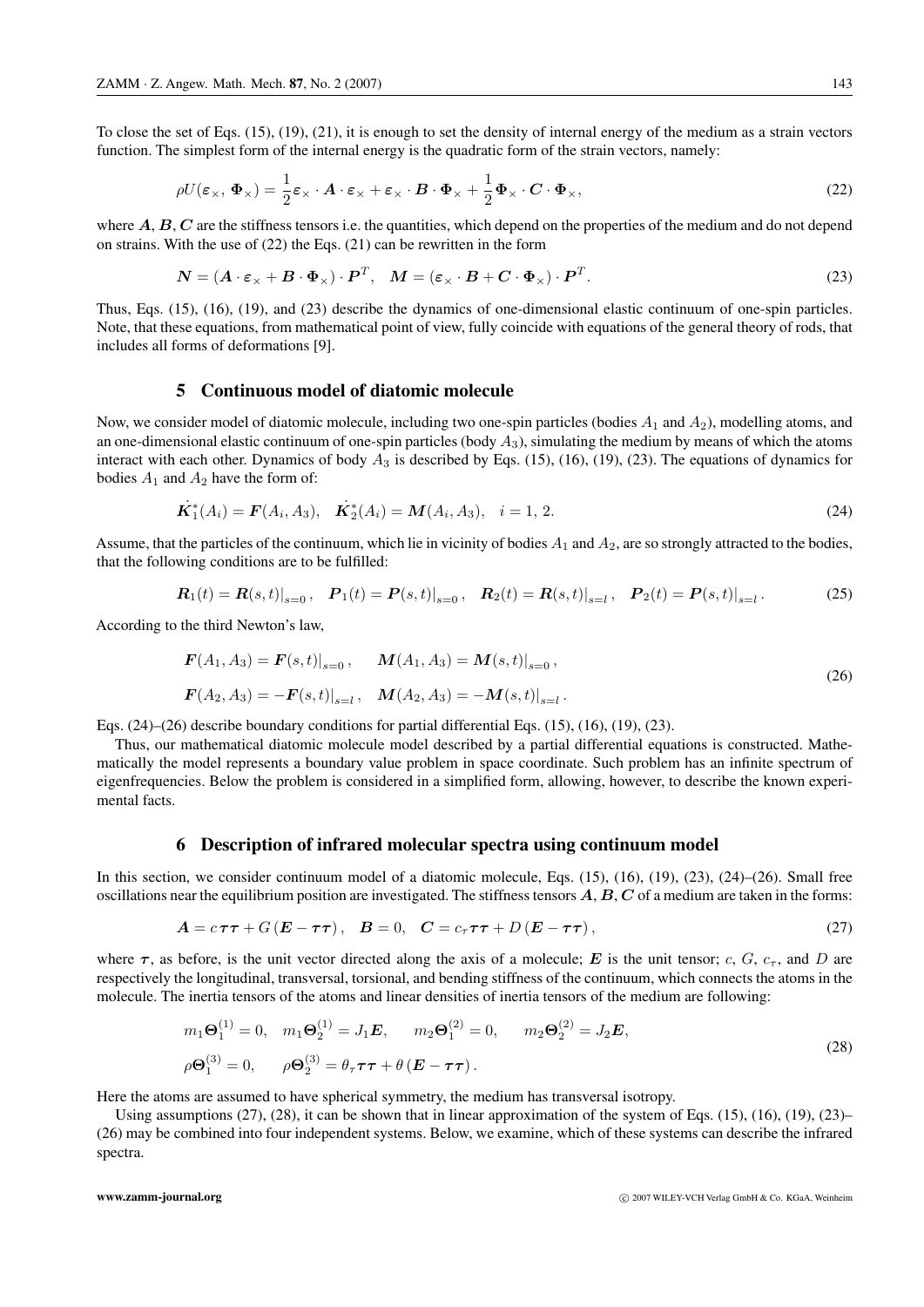To close the set of Eqs. (15), (19), (21), it is enough to set the density of internal energy of the medium as a strain vectors function. The simplest form of the internal energy is the quadratic form of the strain vectors, namely:

$$\rho U(\boldsymbol{\varepsilon}_\times,\, \boldsymbol{\Phi}_\times) = \frac{1}{2}\boldsymbol{\varepsilon}_\times \cdot \boldsymbol{A} \cdot \boldsymbol{\varepsilon}_\times + \boldsymbol{\varepsilon}_\times \cdot \boldsymbol{B} \cdot \boldsymbol{\Phi}_\times + \frac{1}{2}\boldsymbol{\Phi}_\times \cdot \boldsymbol{C} \cdot \boldsymbol{\Phi}_\times, \tag{22}$$

where $\boldsymbol{A}, \boldsymbol{B}, \boldsymbol{C}$ are the stiffness tensors i.e. the quantities, which depend on the properties of the medium and do not depend on strains. With the use of (22) the Eqs. (21) can be rewritten in the form

$$\boldsymbol{N} = (\boldsymbol{A} \cdot \boldsymbol{\varepsilon}_\times + \boldsymbol{B} \cdot \boldsymbol{\Phi}_\times) \cdot \boldsymbol{P}^T, \quad \boldsymbol{M} = (\boldsymbol{\varepsilon}_\times \cdot \boldsymbol{B} + \boldsymbol{C} \cdot \boldsymbol{\Phi}_\times) \cdot \boldsymbol{P}^T. \tag{23}$$

Thus, Eqs. (15), (16), (19), and (23) describe the dynamics of one-dimensional elastic continuum of one-spin particles. Note, that these equations, from mathematical point of view, fully coincide with equations of the general theory of rods, that includes all forms of deformations [9].

## 5 Continuous model of diatomic molecule

Now, we consider model of diatomic molecule, including two one-spin particles (bodies $A_1$ and $A_2$), modelling atoms, and an one-dimensional elastic continuum of one-spin particles (body $A_3$), simulating the medium by means of which the atoms interact with each other. Dynamics of body $A_3$ is described by Eqs. (15), (16), (19), (23). The equations of dynamics for bodies $A_1$ and $A_2$ have the form of:

$$\dot{\boldsymbol{K}}_1^*(A_i) = \boldsymbol{F}(A_i, A_3), \quad \dot{\boldsymbol{K}}_2^*(A_i) = \boldsymbol{M}(A_i, A_3), \quad i = 1,\, 2. \tag{24}$$

Assume, that the particles of the continuum, which lie in vicinity of bodies $A_1$ and $A_2$, are so strongly attracted to the bodies, that the following conditions are to be fulfilled:

$$\boldsymbol{R}_1(t) = \boldsymbol{R}(s,t)|_{s=0}\,, \quad \boldsymbol{P}_1(t) = \boldsymbol{P}(s,t)|_{s=0}\,, \quad \boldsymbol{R}_2(t) = \boldsymbol{R}(s,t)|_{s=l}\,, \quad \boldsymbol{P}_2(t) = \boldsymbol{P}(s,t)|_{s=l}\,. \tag{25}$$

According to the third Newton's law,

$$\begin{aligned} &\boldsymbol{F}(A_1, A_3) = \boldsymbol{F}(s,t)|_{s=0}\,, \qquad \boldsymbol{M}(A_1, A_3) = \boldsymbol{M}(s,t)|_{s=0}\,, \\ &\boldsymbol{F}(A_2, A_3) = -\boldsymbol{F}(s,t)|_{s=l}\,, \quad \boldsymbol{M}(A_2, A_3) = -\boldsymbol{M}(s,t)|_{s=l}\,. \end{aligned} \tag{26}$$

Eqs. (24)–(26) describe boundary conditions for partial differential Eqs. (15), (16), (19), (23).

Thus, our mathematical diatomic molecule model described by a partial differential equations is constructed. Mathematically the model represents a boundary value problem in space coordinate. Such problem has an infinite spectrum of eigenfrequencies. Below the problem is considered in a simplified form, allowing, however, to describe the known experimental facts.

## 6 Description of infrared molecular spectra using continuum model

In this section, we consider continuum model of a diatomic molecule, Eqs. (15), (16), (19), (23), (24)–(26). Small free oscillations near the equilibrium position are investigated. The stiffness tensors $\boldsymbol{A}, \boldsymbol{B}, \boldsymbol{C}$ of a medium are taken in the forms:

$$\boldsymbol{A} = c\,\boldsymbol{\tau\tau} + G\,(\boldsymbol{E} - \boldsymbol{\tau\tau})\,, \quad \boldsymbol{B} = 0, \quad \boldsymbol{C} = c_\tau \boldsymbol{\tau\tau} + D\,(\boldsymbol{E} - \boldsymbol{\tau\tau})\,, \tag{27}$$

where $\boldsymbol{\tau}$, as before, is the unit vector directed along the axis of a molecule; $\boldsymbol{E}$ is the unit tensor; $c$, $G$, $c_\tau$, and $D$ are respectively the longitudinal, transversal, torsional, and bending stiffness of the continuum, which connects the atoms in the molecule. The inertia tensors of the atoms and linear densities of inertia tensors of the medium are following:

$$\begin{aligned} &m_1 \boldsymbol{\Theta}_1^{(1)} = 0, \quad m_1 \boldsymbol{\Theta}_2^{(1)} = J_1 \boldsymbol{E}, \qquad m_2 \boldsymbol{\Theta}_1^{(2)} = 0, \qquad m_2 \boldsymbol{\Theta}_2^{(2)} = J_2 \boldsymbol{E}, \\ &\rho \boldsymbol{\Theta}_1^{(3)} = 0, \qquad \rho \boldsymbol{\Theta}_2^{(3)} = \theta_\tau \boldsymbol{\tau\tau} + \theta\,(\boldsymbol{E} - \boldsymbol{\tau\tau})\,. \end{aligned} \tag{28}$$

Here the atoms are assumed to have spherical symmetry, the medium has transversal isotropy.

Using assumptions (27), (28), it can be shown that in linear approximation of the system of Eqs. (15), (16), (19), (23)–(26) may be combined into four independent systems. Below, we examine, which of these systems can describe the infrared spectra.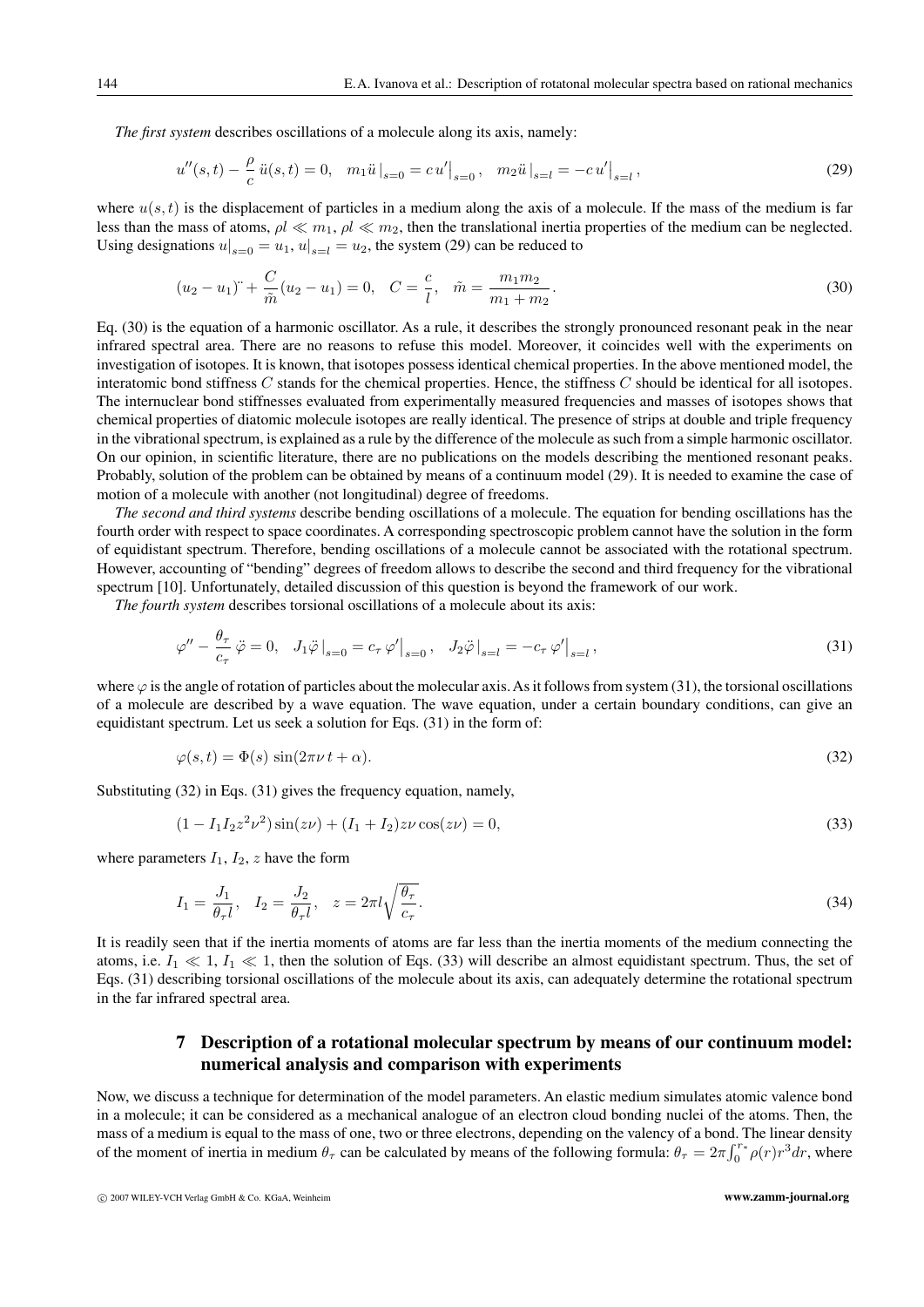*The first system* describes oscillations of a molecule along its axis, namely:

$$u''(s,t) - \frac{\rho}{c}\,\ddot{u}(s,t) = 0, \quad m_1\ddot{u}\,\big|_{s=0} = c\,u'\big|_{s=0}, \quad m_2\ddot{u}\,\big|_{s=l} = -c\,u'\big|_{s=l}, \tag{29}$$

where $u(s,t)$ is the displacement of particles in a medium along the axis of a molecule. If the mass of the medium is far less than the mass of atoms, $\rho l \ll m_1$, $\rho l \ll m_2$, then the translational inertia properties of the medium can be neglected. Using designations $u|_{s=0} = u_1$, $u|_{s=l} = u_2$, the system (29) can be reduced to

$$(u_2 - u_1)^{\cdot\cdot} + \frac{C}{\tilde{m}}(u_2 - u_1) = 0, \quad C = \frac{c}{l}, \quad \tilde{m} = \frac{m_1 m_2}{m_1 + m_2}. \tag{30}$$

Eq. (30) is the equation of a harmonic oscillator. As a rule, it describes the strongly pronounced resonant peak in the near infrared spectral area. There are no reasons to refuse this model. Moreover, it coincides well with the experiments on investigation of isotopes. It is known, that isotopes possess identical chemical properties. In the above mentioned model, the interatomic bond stiffness $C$ stands for the chemical properties. Hence, the stiffness $C$ should be identical for all isotopes. The internuclear bond stiffnesses evaluated from experimentally measured frequencies and masses of isotopes shows that chemical properties of diatomic molecule isotopes are really identical. The presence of strips at double and triple frequency in the vibrational spectrum, is explained as a rule by the difference of the molecule as such from a simple harmonic oscillator. On our opinion, in scientific literature, there are no publications on the models describing the mentioned resonant peaks. Probably, solution of the problem can be obtained by means of a continuum model (29). It is needed to examine the case of motion of a molecule with another (not longitudinal) degree of freedoms.

*The second and third systems* describe bending oscillations of a molecule. The equation for bending oscillations has the fourth order with respect to space coordinates. A corresponding spectroscopic problem cannot have the solution in the form of equidistant spectrum. Therefore, bending oscillations of a molecule cannot be associated with the rotational spectrum. However, accounting of "bending" degrees of freedom allows to describe the second and third frequency for the vibrational spectrum [10]. Unfortunately, detailed discussion of this question is beyond the framework of our work.

*The fourth system* describes torsional oscillations of a molecule about its axis:

$$\varphi'' - \frac{\theta_\tau}{c_\tau}\,\ddot{\varphi} = 0, \quad J_1\ddot{\varphi}\,\big|_{s=0} = c_\tau\,\varphi'\big|_{s=0}, \quad J_2\ddot{\varphi}\,\big|_{s=l} = -c_\tau\,\varphi'\big|_{s=l}, \tag{31}$$

where $\varphi$ is the angle of rotation of particles about the molecular axis. As it follows from system (31), the torsional oscillations of a molecule are described by a wave equation. The wave equation, under a certain boundary conditions, can give an equidistant spectrum. Let us seek a solution for Eqs. (31) in the form of:

$$\varphi(s,t) = \Phi(s)\,\sin(2\pi\nu\,t + \alpha). \tag{32}$$

Substituting (32) in Eqs. (31) gives the frequency equation, namely,

$$(1 - I_1 I_2 z^2\nu^2)\sin(z\nu) + (I_1 + I_2)z\nu\cos(z\nu) = 0, \tag{33}$$

where parameters $I_1$, $I_2$, $z$ have the form

$$I_1 = \frac{J_1}{\theta_\tau l}, \quad I_2 = \frac{J_2}{\theta_\tau l}, \quad z = 2\pi l\sqrt{\frac{\theta_\tau}{c_\tau}}. \tag{34}$$

It is readily seen that if the inertia moments of atoms are far less than the inertia moments of the medium connecting the atoms, i.e. $I_1 \ll 1$, $I_1 \ll 1$, then the solution of Eqs. (33) will describe an almost equidistant spectrum. Thus, the set of Eqs. (31) describing torsional oscillations of the molecule about its axis, can adequately determine the rotational spectrum in the far infrared spectral area.

## 7 Description of a rotational molecular spectrum by means of our continuum model: numerical analysis and comparison with experiments

Now, we discuss a technique for determination of the model parameters. An elastic medium simulates atomic valence bond in a molecule; it can be considered as a mechanical analogue of an electron cloud bonding nuclei of the atoms. Then, the mass of a medium is equal to the mass of one, two or three electrons, depending on the valency of a bond. The linear density of the moment of inertia in medium $\theta_\tau$ can be calculated by means of the following formula: $\theta_\tau = 2\pi\int_0^{r_*}\rho(r)r^3dr$, where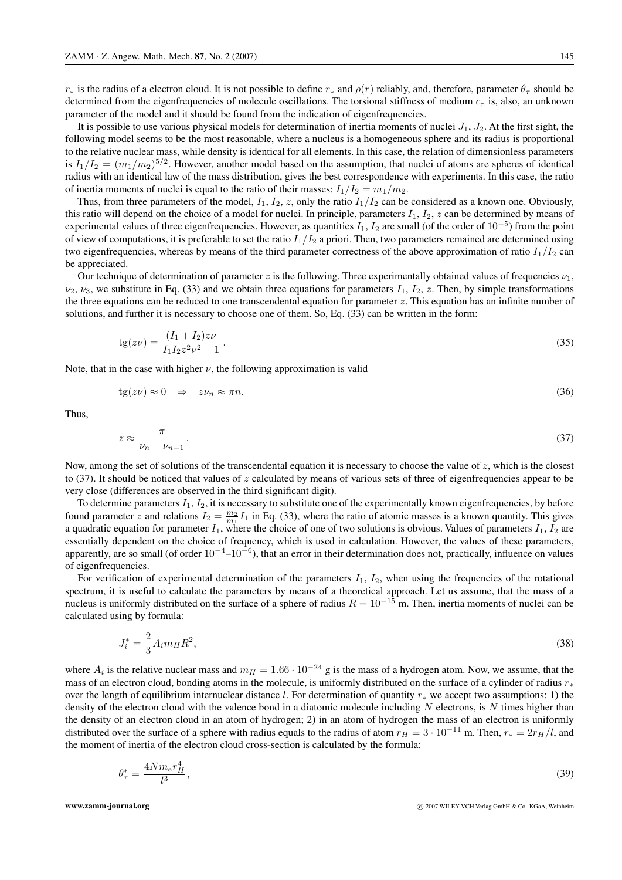$r_*$ is the radius of a electron cloud. It is not possible to define $r_*$ and $\rho(r)$ reliably, and, therefore, parameter $\theta_\tau$ should be determined from the eigenfrequencies of molecule oscillations. The torsional stiffness of medium $c_\tau$ is, also, an unknown parameter of the model and it should be found from the indication of eigenfrequencies.

It is possible to use various physical models for determination of inertia moments of nuclei $J_1$, $J_2$. At the first sight, the following model seems to be the most reasonable, where a nucleus is a homogeneous sphere and its radius is proportional to the relative nuclear mass, while density is identical for all elements. In this case, the relation of dimensionless parameters is $I_1/I_2 = (m_1/m_2)^{5/2}$. However, another model based on the assumption, that nuclei of atoms are spheres of identical radius with an identical law of the mass distribution, gives the best correspondence with experiments. In this case, the ratio of inertia moments of nuclei is equal to the ratio of their masses: $I_1/I_2 = m_1/m_2$.

Thus, from three parameters of the model, $I_1$, $I_2$, $z$, only the ratio $I_1/I_2$ can be considered as a known one. Obviously, this ratio will depend on the choice of a model for nuclei. In principle, parameters $I_1$, $I_2$, $z$ can be determined by means of experimental values of three eigenfrequencies. However, as quantities $I_1$, $I_2$ are small (of the order of $10^{-5}$) from the point of view of computations, it is preferable to set the ratio $I_1/I_2$ a priori. Then, two parameters remained are determined using two eigenfrequencies, whereas by means of the third parameter correctness of the above approximation of ratio $I_1/I_2$ can be appreciated.

Our technique of determination of parameter $z$ is the following. Three experimentally obtained values of frequencies $\nu_1$, $\nu_2$, $\nu_3$, we substitute in Eq. (33) and we obtain three equations for parameters $I_1$, $I_2$, $z$. Then, by simple transformations the three equations can be reduced to one transcendental equation for parameter $z$. This equation has an infinite number of solutions, and further it is necessary to choose one of them. So, Eq. (33) can be written in the form:

$$\mathrm{tg}(z\nu) = \frac{(I_1 + I_2)z\nu}{I_1 I_2 z^2 \nu^2 - 1}\,. \tag{35}$$

Note, that in the case with higher $\nu$, the following approximation is valid

$$\mathrm{tg}(z\nu) \approx 0 \quad \Rightarrow \quad z\nu_n \approx \pi n. \tag{36}$$

Thus,

$$z \approx \frac{\pi}{\nu_n - \nu_{n-1}}. \tag{37}$$

Now, among the set of solutions of the transcendental equation it is necessary to choose the value of $z$, which is the closest to (37). It should be noticed that values of $z$ calculated by means of various sets of three of eigenfrequencies appear to be very close (differences are observed in the third significant digit).

To determine parameters $I_1$, $I_2$, it is necessary to substitute one of the experimentally known eigenfrequencies, by before found parameter $z$ and relations $I_2 = \frac{m_2}{m_1} I_1$ in Eq. (33), where the ratio of atomic masses is a known quantity. This gives a quadratic equation for parameter $I_1$, where the choice of one of two solutions is obvious. Values of parameters $I_1$, $I_2$ are essentially dependent on the choice of frequency, which is used in calculation. However, the values of these parameters, apparently, are so small (of order $10^{-4}$–$10^{-6}$), that an error in their determination does not, practically, influence on values of eigenfrequencies.

For verification of experimental determination of the parameters $I_1$, $I_2$, when using the frequencies of the rotational spectrum, it is useful to calculate the parameters by means of a theoretical approach. Let us assume, that the mass of a nucleus is uniformly distributed on the surface of a sphere of radius $R = 10^{-15}$ m. Then, inertia moments of nuclei can be calculated using by formula:

$$J_i^* = \frac{2}{3} A_i m_H R^2, \tag{38}$$

where $A_i$ is the relative nuclear mass and $m_H = 1.66 \cdot 10^{-24}$ g is the mass of a hydrogen atom. Now, we assume, that the mass of an electron cloud, bonding atoms in the molecule, is uniformly distributed on the surface of a cylinder of radius $r_*$ over the length of equilibrium internuclear distance $l$. For determination of quantity $r_*$ we accept two assumptions: 1) the density of the electron cloud with the valence bond in a diatomic molecule including $N$ electrons, is $N$ times higher than the density of an electron cloud in an atom of hydrogen; 2) in an atom of hydrogen the mass of an electron is uniformly distributed over the surface of a sphere with radius equals to the radius of atom $r_H = 3 \cdot 10^{-11}$ m. Then, $r_* = 2r_H/l$, and the moment of inertia of the electron cloud cross-section is calculated by the formula:

$$\theta_\tau^* = \frac{4Nm_e r_H^4}{l^3}, \tag{39}$$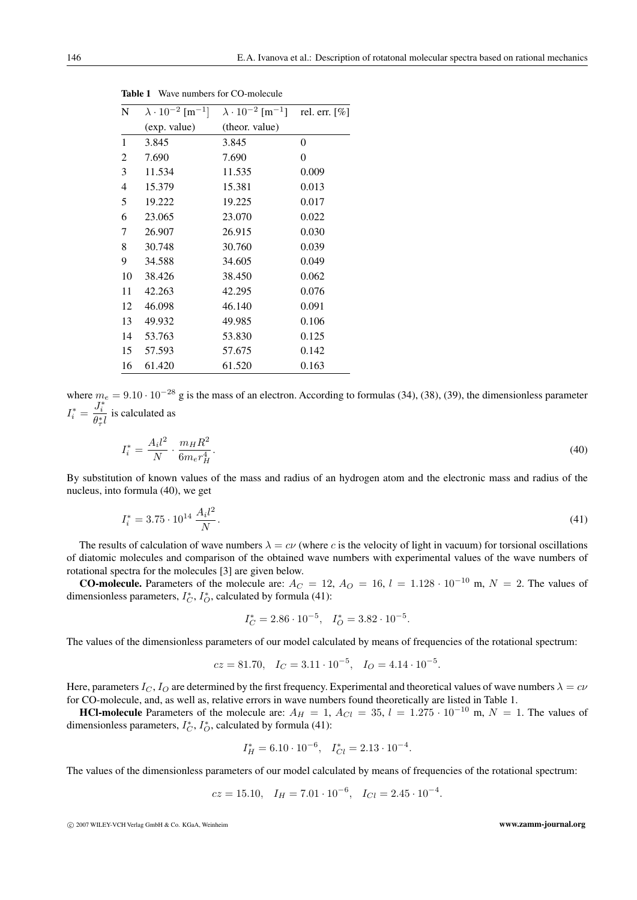**Table 1** Wave numbers for CO-molecule

| N | $\lambda \cdot 10^{-2}$ [m$^{-1}$] (exp. value) | $\lambda \cdot 10^{-2}$ [m$^{-1}$] (theor. value) | rel. err. [%] |
|---|---|---|---|
| 1 | 3.845 | 3.845 | 0 |
| 2 | 7.690 | 7.690 | 0 |
| 3 | 11.534 | 11.535 | 0.009 |
| 4 | 15.379 | 15.381 | 0.013 |
| 5 | 19.222 | 19.225 | 0.017 |
| 6 | 23.065 | 23.070 | 0.022 |
| 7 | 26.907 | 26.915 | 0.030 |
| 8 | 30.748 | 30.760 | 0.039 |
| 9 | 34.588 | 34.605 | 0.049 |
| 10 | 38.426 | 38.450 | 0.062 |
| 11 | 42.263 | 42.295 | 0.076 |
| 12 | 46.098 | 46.140 | 0.091 |
| 13 | 49.932 | 49.985 | 0.106 |
| 14 | 53.763 | 53.830 | 0.125 |
| 15 | 57.593 | 57.675 | 0.142 |
| 16 | 61.420 | 61.520 | 0.163 |

where $m_e = 9.10 \cdot 10^{-28}$ g is the mass of an electron. According to formulas (34), (38), (39), the dimensionless parameter $I_i^* = \dfrac{J_i^*}{\theta_\tau^* l}$ is calculated as

$$I_i^* = \frac{A_i l^2}{N} \cdot \frac{m_H R^2}{6 m_e r_H^4}. \tag{40}$$

By substitution of known values of the mass and radius of an hydrogen atom and the electronic mass and radius of the nucleus, into formula (40), we get

$$I_i^* = 3.75 \cdot 10^{14} \, \frac{A_i l^2}{N}. \tag{41}$$

The results of calculation of wave numbers $\lambda = c\nu$ (where $c$ is the velocity of light in vacuum) for torsional oscillations of diatomic molecules and comparison of the obtained wave numbers with experimental values of the wave numbers of rotational spectra for the molecules [3] are given below.

**CO-molecule.** Parameters of the molecule are: $A_C = 12$, $A_O = 16$, $l = 1.128 \cdot 10^{-10}$ m, $N = 2$. The values of dimensionless parameters, $I_C^*$, $I_O^*$, calculated by formula (41):

$$I_C^* = 2.86 \cdot 10^{-5}, \quad I_O^* = 3.82 \cdot 10^{-5}.$$

The values of the dimensionless parameters of our model calculated by means of frequencies of the rotational spectrum:

$$cz = 81.70, \quad I_C = 3.11 \cdot 10^{-5}, \quad I_O = 4.14 \cdot 10^{-5}.$$

Here, parameters $I_C, I_O$ are determined by the first frequency. Experimental and theoretical values of wave numbers $\lambda = c\nu$ for CO-molecule, and, as well as, relative errors in wave numbers found theoretically are listed in Table 1.

**HCl-molecule** Parameters of the molecule are: $A_H = 1$, $A_{Cl} = 35$, $l = 1.275 \cdot 10^{-10}$ m, $N = 1$. The values of dimensionless parameters, $I_C^*$, $I_O^*$, calculated by formula (41):

$$I_H^* = 6.10 \cdot 10^{-6}, \quad I_{Cl}^* = 2.13 \cdot 10^{-4}.$$

The values of the dimensionless parameters of our model calculated by means of frequencies of the rotational spectrum:

$$cz = 15.10, \quad I_H = 7.01 \cdot 10^{-6}, \quad I_{Cl} = 2.45 \cdot 10^{-4}.$$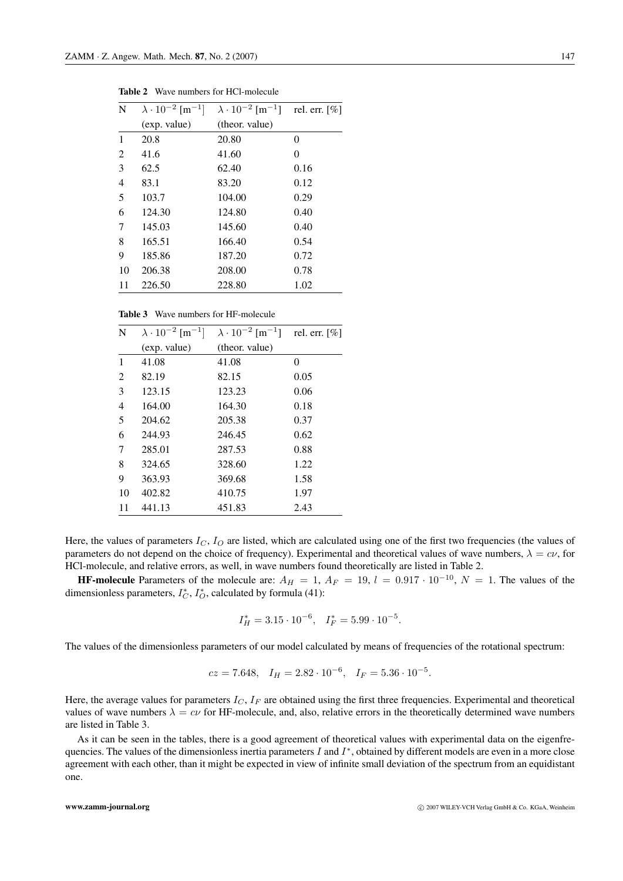**Table 2** Wave numbers for HCl-molecule

| N | $\lambda \cdot 10^{-2}$ [m$^{-1}$] (exp. value) | $\lambda \cdot 10^{-2}$ [m$^{-1}$] (theor. value) | rel. err. [%] |
|---|---|---|---|
| 1 | 20.8 | 20.80 | 0 |
| 2 | 41.6 | 41.60 | 0 |
| 3 | 62.5 | 62.40 | 0.16 |
| 4 | 83.1 | 83.20 | 0.12 |
| 5 | 103.7 | 104.00 | 0.29 |
| 6 | 124.30 | 124.80 | 0.40 |
| 7 | 145.03 | 145.60 | 0.40 |
| 8 | 165.51 | 166.40 | 0.54 |
| 9 | 185.86 | 187.20 | 0.72 |
| 10 | 206.38 | 208.00 | 0.78 |
| 11 | 226.50 | 228.80 | 1.02 |

**Table 3** Wave numbers for HF-molecule

| N | $\lambda \cdot 10^{-2}$ [m$^{-1}$] (exp. value) | $\lambda \cdot 10^{-2}$ [m$^{-1}$] (theor. value) | rel. err. [%] |
|---|---|---|---|
| 1 | 41.08 | 41.08 | 0 |
| 2 | 82.19 | 82.15 | 0.05 |
| 3 | 123.15 | 123.23 | 0.06 |
| 4 | 164.00 | 164.30 | 0.18 |
| 5 | 204.62 | 205.38 | 0.37 |
| 6 | 244.93 | 246.45 | 0.62 |
| 7 | 285.01 | 287.53 | 0.88 |
| 8 | 324.65 | 328.60 | 1.22 |
| 9 | 363.93 | 369.68 | 1.58 |
| 10 | 402.82 | 410.75 | 1.97 |
| 11 | 441.13 | 451.83 | 2.43 |

Here, the values of parameters $I_C$, $I_O$ are listed, which are calculated using one of the first two frequencies (the values of parameters do not depend on the choice of frequency). Experimental and theoretical values of wave numbers, $\lambda = c\nu$, for HCl-molecule, and relative errors, as well, in wave numbers found theoretically are listed in Table 2.

**HF-molecule** Parameters of the molecule are: $A_H = 1$, $A_F = 19$, $l = 0.917 \cdot 10^{-10}$, $N = 1$. The values of the dimensionless parameters, $I_C^*$, $I_O^*$, calculated by formula (41):

$$I_H^* = 3.15 \cdot 10^{-6}, \quad I_F^* = 5.99 \cdot 10^{-5}.$$

The values of the dimensionless parameters of our model calculated by means of frequencies of the rotational spectrum:

$$cz = 7.648, \quad I_H = 2.82 \cdot 10^{-6}, \quad I_F = 5.36 \cdot 10^{-5}.$$

Here, the average values for parameters $I_C$, $I_F$ are obtained using the first three frequencies. Experimental and theoretical values of wave numbers $\lambda = c\nu$ for HF-molecule, and, also, relative errors in the theoretically determined wave numbers are listed in Table 3.

As it can be seen in the tables, there is a good agreement of theoretical values with experimental data on the eigenfrequencies. The values of the dimensionless inertia parameters $I$ and $I^*$, obtained by different models are even in a more close agreement with each other, than it might be expected in view of infinite small deviation of the spectrum from an equidistant one.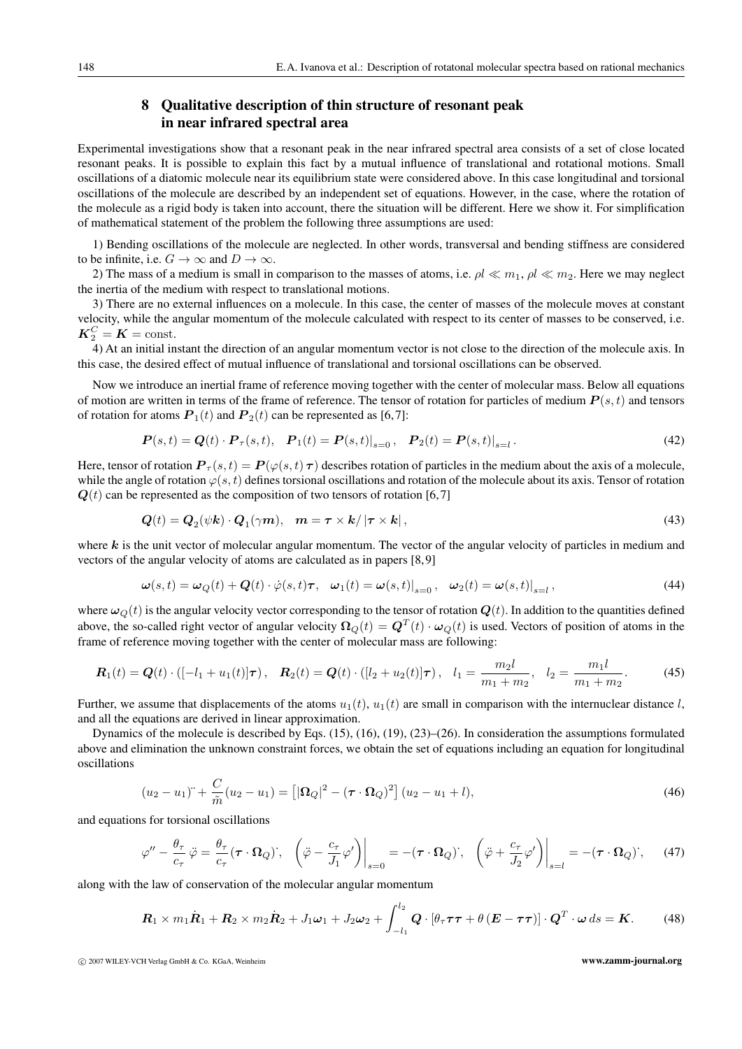## 8 Qualitative description of thin structure of resonant peak in near infrared spectral area

Experimental investigations show that a resonant peak in the near infrared spectral area consists of a set of close located resonant peaks. It is possible to explain this fact by a mutual influence of translational and rotational motions. Small oscillations of a diatomic molecule near its equilibrium state were considered above. In this case longitudinal and torsional oscillations of the molecule are described by an independent set of equations. However, in the case, where the rotation of the molecule as a rigid body is taken into account, there the situation will be different. Here we show it. For simplification of mathematical statement of the problem the following three assumptions are used:

1) Bending oscillations of the molecule are neglected. In other words, transversal and bending stiffness are considered to be infinite, i.e. $G \to \infty$ and $D \to \infty$.

2) The mass of a medium is small in comparison to the masses of atoms, i.e. $\rho l \ll m_1$, $\rho l \ll m_2$. Here we may neglect the inertia of the medium with respect to translational motions.

3) There are no external influences on a molecule. In this case, the center of masses of the molecule moves at constant velocity, while the angular momentum of the molecule calculated with respect to its center of masses to be conserved, i.e. $\boldsymbol{K}_2^C = \boldsymbol{K} = \mathrm{const}$.

4) At an initial instant the direction of an angular momentum vector is not close to the direction of the molecule axis. In this case, the desired effect of mutual influence of translational and torsional oscillations can be observed.

Now we introduce an inertial frame of reference moving together with the center of molecular mass. Below all equations of motion are written in terms of the frame of reference. The tensor of rotation for particles of medium $\boldsymbol{P}(s,t)$ and tensors of rotation for atoms $\boldsymbol{P}_1(t)$ and $\boldsymbol{P}_2(t)$ can be represented as [6,7]:

$$\boldsymbol{P}(s,t) = \boldsymbol{Q}(t) \cdot \boldsymbol{P}_\tau(s,t), \quad \boldsymbol{P}_1(t) = \boldsymbol{P}(s,t)\big|_{s=0}, \quad \boldsymbol{P}_2(t) = \boldsymbol{P}(s,t)\big|_{s=l}. \tag{42}$$

Here, tensor of rotation $\boldsymbol{P}_\tau(s,t) = \boldsymbol{P}(\varphi(s,t)\,\boldsymbol{\tau})$ describes rotation of particles in the medium about the axis of a molecule, while the angle of rotation $\varphi(s,t)$ defines torsional oscillations and rotation of the molecule about its axis. Tensor of rotation $\boldsymbol{Q}(t)$ can be represented as the composition of two tensors of rotation [6,7]

$$\boldsymbol{Q}(t) = \boldsymbol{Q}_2(\psi \boldsymbol{k}) \cdot \boldsymbol{Q}_1(\gamma \boldsymbol{m}), \quad \boldsymbol{m} = \boldsymbol{\tau} \times \boldsymbol{k} / \left|\boldsymbol{\tau} \times \boldsymbol{k}\right|, \tag{43}$$

where $\boldsymbol{k}$ is the unit vector of molecular angular momentum. The vector of the angular velocity of particles in medium and vectors of the angular velocity of atoms are calculated as in papers [8,9]

$$\boldsymbol{\omega}(s,t) = \boldsymbol{\omega}_Q(t) + \boldsymbol{Q}(t) \cdot \dot{\varphi}(s,t)\boldsymbol{\tau}, \quad \boldsymbol{\omega}_1(t) = \boldsymbol{\omega}(s,t)\big|_{s=0}, \quad \boldsymbol{\omega}_2(t) = \boldsymbol{\omega}(s,t)\big|_{s=l}, \tag{44}$$

where $\boldsymbol{\omega}_Q(t)$ is the angular velocity vector corresponding to the tensor of rotation $\boldsymbol{Q}(t)$. In addition to the quantities defined above, the so-called right vector of angular velocity $\boldsymbol{\Omega}_Q(t) = \boldsymbol{Q}^T(t) \cdot \boldsymbol{\omega}_Q(t)$ is used. Vectors of position of atoms in the frame of reference moving together with the center of molecular mass are following:

$$\boldsymbol{R}_1(t) = \boldsymbol{Q}(t) \cdot ([-l_1 + u_1(t)]\boldsymbol{\tau}), \quad \boldsymbol{R}_2(t) = \boldsymbol{Q}(t) \cdot ([l_2 + u_2(t)]\boldsymbol{\tau}), \quad l_1 = \frac{m_2 l}{m_1 + m_2}, \quad l_2 = \frac{m_1 l}{m_1 + m_2}. \tag{45}$$

Further, we assume that displacements of the atoms $u_1(t)$, $u_1(t)$ are small in comparison with the internuclear distance $l$, and all the equations are derived in linear approximation.

Dynamics of the molecule is described by Eqs. (15), (16), (19), (23)–(26). In consideration the assumptions formulated above and elimination the unknown constraint forces, we obtain the set of equations including an equation for longitudinal oscillations

$$(u_2 - u_1)^{\cdot\cdot} + \frac{C}{\tilde{m}}(u_2 - u_1) = \left[|\boldsymbol{\Omega}_Q|^2 - (\boldsymbol{\tau} \cdot \boldsymbol{\Omega}_Q)^2\right](u_2 - u_1 + l), \tag{46}$$

and equations for torsional oscillations

$$\varphi'' - \frac{\theta_\tau}{c_\tau}\,\ddot{\varphi} = \frac{\theta_\tau}{c_\tau}(\boldsymbol{\tau} \cdot \boldsymbol{\Omega}_Q)^{\cdot}, \quad \left.\left(\ddot{\varphi} - \frac{c_\tau}{J_1}\varphi'\right)\right|_{s=0} = -(\boldsymbol{\tau} \cdot \boldsymbol{\Omega}_Q)^{\cdot}, \quad \left.\left(\ddot{\varphi} + \frac{c_\tau}{J_2}\varphi'\right)\right|_{s=l} = -(\boldsymbol{\tau} \cdot \boldsymbol{\Omega}_Q)^{\cdot}, \tag{47}$$

along with the law of conservation of the molecular angular momentum

$$\boldsymbol{R}_1 \times m_1 \dot{\boldsymbol{R}}_1 + \boldsymbol{R}_2 \times m_2 \dot{\boldsymbol{R}}_2 + J_1 \boldsymbol{\omega}_1 + J_2 \boldsymbol{\omega}_2 + \int_{-l_1}^{l_2} \boldsymbol{Q} \cdot \left[\theta_\tau \boldsymbol{\tau}\boldsymbol{\tau} + \theta\,(\boldsymbol{E} - \boldsymbol{\tau}\boldsymbol{\tau})\right] \cdot \boldsymbol{Q}^T \cdot \boldsymbol{\omega}\, ds = \boldsymbol{K}. \tag{48}$$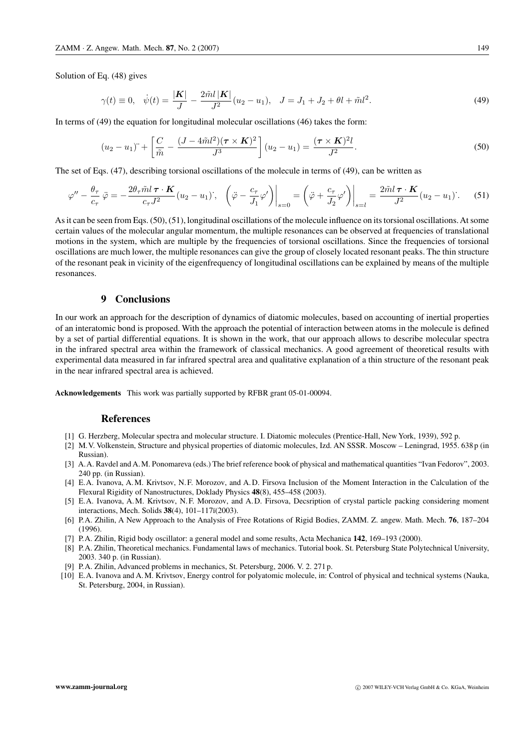Solution of Eq. (48) gives

$$\gamma(t) \equiv 0, \quad \dot{\psi}(t) = \frac{|\boldsymbol{K}|}{J} - \frac{2\tilde{m}l\,|\boldsymbol{K}|}{J^2}(u_2 - u_1), \quad J = J_1 + J_2 + \theta l + \tilde{m}l^2. \tag{49}$$

In terms of (49) the equation for longitudinal molecular oscillations (46) takes the form:

$$(u_2 - u_1)^{\cdot\cdot} + \left[\frac{C}{\tilde{m}} - \frac{(J - 4\tilde{m}l^2)(\boldsymbol{\tau} \times \boldsymbol{K})^2}{J^3}\right](u_2 - u_1) = \frac{(\boldsymbol{\tau} \times \boldsymbol{K})^2 l}{J^2}. \tag{50}$$

The set of Eqs. (47), describing torsional oscillations of the molecule in terms of (49), can be written as

$$\varphi'' - \frac{\theta_\tau}{c_\tau}\,\ddot{\varphi} = -\frac{2\theta_\tau \tilde{m}l\,\boldsymbol{\tau} \cdot \boldsymbol{K}}{c_\tau J^2}(u_2 - u_1)^{\cdot}, \quad \left(\ddot{\varphi} - \frac{c_\tau}{J_1}\varphi'\right)\Big|_{s=0} = \left(\ddot{\varphi} + \frac{c_\tau}{J_2}\varphi'\right)\Big|_{s=l} = \frac{2\tilde{m}l\,\boldsymbol{\tau} \cdot \boldsymbol{K}}{J^2}(u_2 - u_1)^{\cdot}. \tag{51}$$

As it can be seen from Eqs. (50), (51), longitudinal oscillations of the molecule influence on its torsional oscillations. At some certain values of the molecular angular momentum, the multiple resonances can be observed at frequencies of translational motions in the system, which are multiple by the frequencies of torsional oscillations. Since the frequencies of torsional oscillations are much lower, the multiple resonances can give the group of closely located resonant peaks. The thin structure of the resonant peak in vicinity of the eigenfrequency of longitudinal oscillations can be explained by means of the multiple resonances.

## 9 Conclusions

In our work an approach for the description of dynamics of diatomic molecules, based on accounting of inertial properties of an interatomic bond is proposed. With the approach the potential of interaction between atoms in the molecule is defined by a set of partial differential equations. It is shown in the work, that our approach allows to describe molecular spectra in the infrared spectral area within the framework of classical mechanics. A good agreement of theoretical results with experimental data measured in far infrared spectral area and qualitative explanation of a thin structure of the resonant peak in the near infrared spectral area is achieved.

**Acknowledgements** This work was partially supported by RFBR grant 05-01-00094.

## References

[1] G. Herzberg, Molecular spectra and molecular structure. I. Diatomic molecules (Prentice-Hall, New York, 1939), 592 p.

[2] M. V. Volkenstein, Structure and physical properties of diatomic molecules, Izd. AN SSSR. Moscow – Leningrad, 1955. 638 p (in Russian).

[3] A. A. Ravdel and A. M. Ponomareva (eds.) The brief reference book of physical and mathematical quantities "Ivan Fedorov", 2003. 240 pp. (in Russian).

[4] E.A. Ivanova, A.M. Krivtsov, N.F. Morozov, and A.D. Firsova Inclusion of the Moment Interaction in the Calculation of the Flexural Rigidity of Nanostructures, Doklady Physics **48**(8), 455–458 (2003).

[5] E.A. Ivanova, A.M. Krivtsov, N.F. Morozov, and A.D. Firsova, Decsription of crystal particle packing considering moment interactions, Mech. Solids **38**(4), 101–117ï(2003).

[6] P.A. Zhilin, A New Approach to the Analysis of Free Rotations of Rigid Bodies, ZAMM. Z. angew. Math. Mech. **76**, 187–204 (1996).

[7] P.A. Zhilin, Rigid body oscillator: a general model and some results, Acta Mechanica **142**, 169–193 (2000).

[8] P.A. Zhilin, Theoretical mechanics. Fundamental laws of mechanics. Tutorial book. St. Petersburg State Polytechnical University, 2003. 340 p. (in Russian).

[9] P.A. Zhilin, Advanced problems in mechanics, St. Petersburg, 2006. V. 2. 271 p.

[10] E.A. Ivanova and A. M. Krivtsov, Energy control for polyatomic molecule, in: Control of physical and technical systems (Nauka, St. Petersburg, 2004, in Russian).